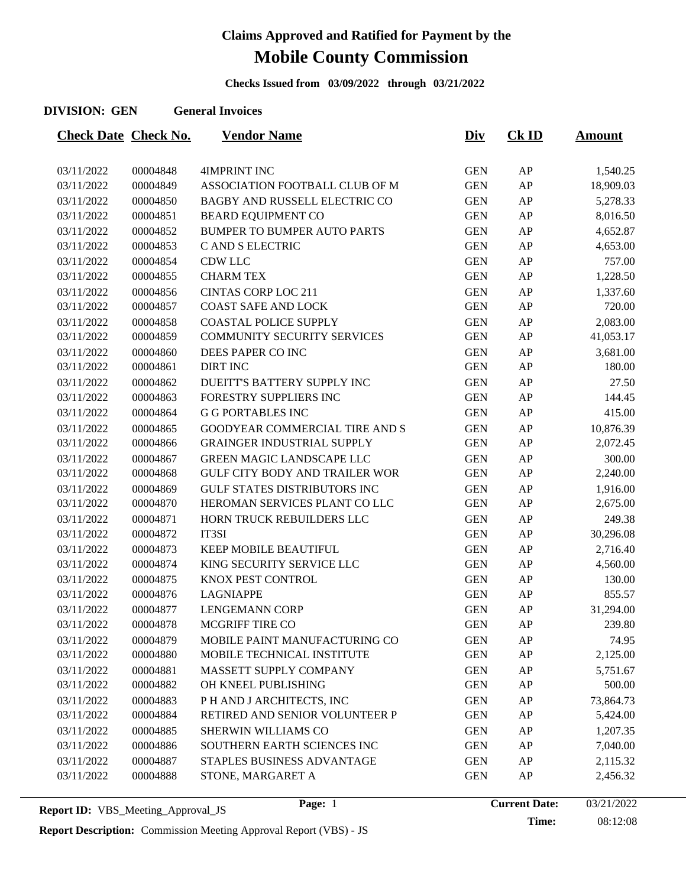# Claims Approved and Ratified for Payment by the

# Mobile County Commission

**Checks Issued from 03/09/2022 through 03/21/2022**

**DIVISION: GEN** **General Invoices**

| Check Date | Check No. | Vendor Name | Div | Ck ID | Amount |
|---|---|---|---|---|---|
| 03/11/2022 | 00004848 | 4IMPRINT INC | GEN | AP | 1,540.25 |
| 03/11/2022 | 00004849 | ASSOCIATION FOOTBALL CLUB OF M | GEN | AP | 18,909.03 |
| 03/11/2022 | 00004850 | BAGBY AND RUSSELL ELECTRIC CO | GEN | AP | 5,278.33 |
| 03/11/2022 | 00004851 | BEARD EQUIPMENT CO | GEN | AP | 8,016.50 |
| 03/11/2022 | 00004852 | BUMPER TO BUMPER AUTO PARTS | GEN | AP | 4,652.87 |
| 03/11/2022 | 00004853 | C AND S ELECTRIC | GEN | AP | 4,653.00 |
| 03/11/2022 | 00004854 | CDW LLC | GEN | AP | 757.00 |
| 03/11/2022 | 00004855 | CHARM TEX | GEN | AP | 1,228.50 |
| 03/11/2022 | 00004856 | CINTAS CORP LOC 211 | GEN | AP | 1,337.60 |
| 03/11/2022 | 00004857 | COAST SAFE AND LOCK | GEN | AP | 720.00 |
| 03/11/2022 | 00004858 | COASTAL POLICE SUPPLY | GEN | AP | 2,083.00 |
| 03/11/2022 | 00004859 | COMMUNITY SECURITY SERVICES | GEN | AP | 41,053.17 |
| 03/11/2022 | 00004860 | DEES PAPER CO INC | GEN | AP | 3,681.00 |
| 03/11/2022 | 00004861 | DIRT INC | GEN | AP | 180.00 |
| 03/11/2022 | 00004862 | DUEITT'S BATTERY SUPPLY INC | GEN | AP | 27.50 |
| 03/11/2022 | 00004863 | FORESTRY SUPPLIERS INC | GEN | AP | 144.45 |
| 03/11/2022 | 00004864 | G G PORTABLES INC | GEN | AP | 415.00 |
| 03/11/2022 | 00004865 | GOODYEAR COMMERCIAL TIRE AND S | GEN | AP | 10,876.39 |
| 03/11/2022 | 00004866 | GRAINGER INDUSTRIAL SUPPLY | GEN | AP | 2,072.45 |
| 03/11/2022 | 00004867 | GREEN MAGIC LANDSCAPE LLC | GEN | AP | 300.00 |
| 03/11/2022 | 00004868 | GULF CITY BODY AND TRAILER WOR | GEN | AP | 2,240.00 |
| 03/11/2022 | 00004869 | GULF STATES DISTRIBUTORS INC | GEN | AP | 1,916.00 |
| 03/11/2022 | 00004870 | HEROMAN SERVICES PLANT CO LLC | GEN | AP | 2,675.00 |
| 03/11/2022 | 00004871 | HORN TRUCK REBUILDERS LLC | GEN | AP | 249.38 |
| 03/11/2022 | 00004872 | IT3SI | GEN | AP | 30,296.08 |
| 03/11/2022 | 00004873 | KEEP MOBILE BEAUTIFUL | GEN | AP | 2,716.40 |
| 03/11/2022 | 00004874 | KING SECURITY SERVICE LLC | GEN | AP | 4,560.00 |
| 03/11/2022 | 00004875 | KNOX PEST CONTROL | GEN | AP | 130.00 |
| 03/11/2022 | 00004876 | LAGNIAPPE | GEN | AP | 855.57 |
| 03/11/2022 | 00004877 | LENGEMANN CORP | GEN | AP | 31,294.00 |
| 03/11/2022 | 00004878 | MCGRIFF TIRE CO | GEN | AP | 239.80 |
| 03/11/2022 | 00004879 | MOBILE PAINT MANUFACTURING CO | GEN | AP | 74.95 |
| 03/11/2022 | 00004880 | MOBILE TECHNICAL INSTITUTE | GEN | AP | 2,125.00 |
| 03/11/2022 | 00004881 | MASSETT SUPPLY COMPANY | GEN | AP | 5,751.67 |
| 03/11/2022 | 00004882 | OH KNEEL PUBLISHING | GEN | AP | 500.00 |
| 03/11/2022 | 00004883 | P H AND J ARCHITECTS, INC | GEN | AP | 73,864.73 |
| 03/11/2022 | 00004884 | RETIRED AND SENIOR VOLUNTEER P | GEN | AP | 5,424.00 |
| 03/11/2022 | 00004885 | SHERWIN WILLIAMS CO | GEN | AP | 1,207.35 |
| 03/11/2022 | 00004886 | SOUTHERN EARTH SCIENCES INC | GEN | AP | 7,040.00 |
| 03/11/2022 | 00004887 | STAPLES BUSINESS ADVANTAGE | GEN | AP | 2,115.32 |
| 03/11/2022 | 00004888 | STONE, MARGARET A | GEN | AP | 2,456.32 |

**Report ID:** VBS_Meeting_Approval_JS  **Current Date:** 03/21/2022  **Time:** 08:12:08

**Report Description:** Commission Meeting Approval Report (VBS) - JS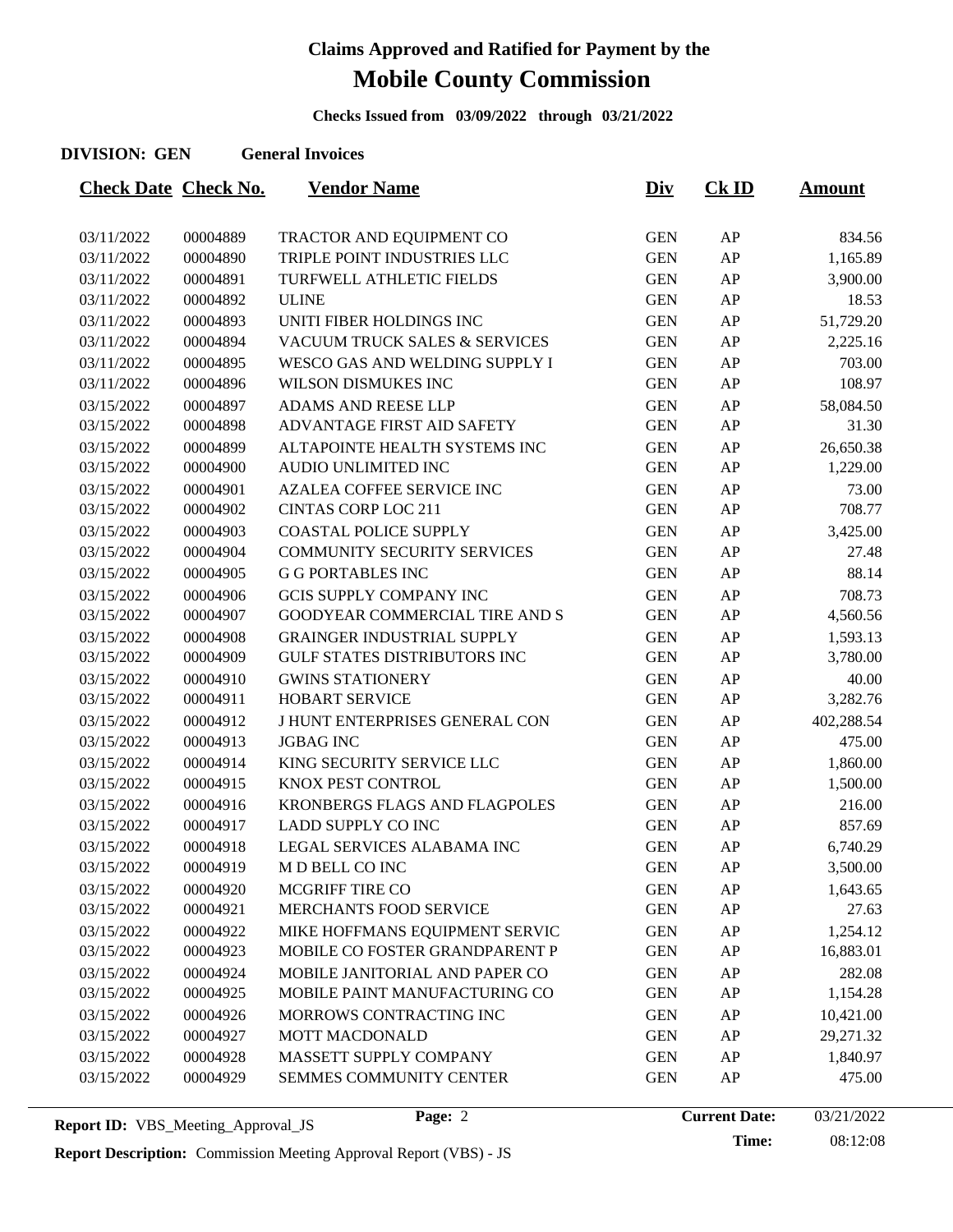# Claims Approved and Ratified for Payment by the

# Mobile County Commission

**Checks Issued from 03/09/2022 through 03/21/2022**

**DIVISION: GEN General Invoices**

| Check Date | Check No. | Vendor Name | Div | Ck ID | Amount |
|---|---|---|---|---|---|
| 03/11/2022 | 00004889 | TRACTOR AND EQUIPMENT CO | GEN | AP | 834.56 |
| 03/11/2022 | 00004890 | TRIPLE POINT INDUSTRIES LLC | GEN | AP | 1,165.89 |
| 03/11/2022 | 00004891 | TURFWELL ATHLETIC FIELDS | GEN | AP | 3,900.00 |
| 03/11/2022 | 00004892 | ULINE | GEN | AP | 18.53 |
| 03/11/2022 | 00004893 | UNITI FIBER HOLDINGS INC | GEN | AP | 51,729.20 |
| 03/11/2022 | 00004894 | VACUUM TRUCK SALES & SERVICES | GEN | AP | 2,225.16 |
| 03/11/2022 | 00004895 | WESCO GAS AND WELDING SUPPLY I | GEN | AP | 703.00 |
| 03/11/2022 | 00004896 | WILSON DISMUKES INC | GEN | AP | 108.97 |
| 03/15/2022 | 00004897 | ADAMS AND REESE LLP | GEN | AP | 58,084.50 |
| 03/15/2022 | 00004898 | ADVANTAGE FIRST AID SAFETY | GEN | AP | 31.30 |
| 03/15/2022 | 00004899 | ALTAPOINTE HEALTH SYSTEMS INC | GEN | AP | 26,650.38 |
| 03/15/2022 | 00004900 | AUDIO UNLIMITED INC | GEN | AP | 1,229.00 |
| 03/15/2022 | 00004901 | AZALEA COFFEE SERVICE INC | GEN | AP | 73.00 |
| 03/15/2022 | 00004902 | CINTAS CORP LOC 211 | GEN | AP | 708.77 |
| 03/15/2022 | 00004903 | COASTAL POLICE SUPPLY | GEN | AP | 3,425.00 |
| 03/15/2022 | 00004904 | COMMUNITY SECURITY SERVICES | GEN | AP | 27.48 |
| 03/15/2022 | 00004905 | G G PORTABLES INC | GEN | AP | 88.14 |
| 03/15/2022 | 00004906 | GCIS SUPPLY COMPANY INC | GEN | AP | 708.73 |
| 03/15/2022 | 00004907 | GOODYEAR COMMERCIAL TIRE AND S | GEN | AP | 4,560.56 |
| 03/15/2022 | 00004908 | GRAINGER INDUSTRIAL SUPPLY | GEN | AP | 1,593.13 |
| 03/15/2022 | 00004909 | GULF STATES DISTRIBUTORS INC | GEN | AP | 3,780.00 |
| 03/15/2022 | 00004910 | GWINS STATIONERY | GEN | AP | 40.00 |
| 03/15/2022 | 00004911 | HOBART SERVICE | GEN | AP | 3,282.76 |
| 03/15/2022 | 00004912 | J HUNT ENTERPRISES GENERAL CON | GEN | AP | 402,288.54 |
| 03/15/2022 | 00004913 | JGBAG INC | GEN | AP | 475.00 |
| 03/15/2022 | 00004914 | KING SECURITY SERVICE LLC | GEN | AP | 1,860.00 |
| 03/15/2022 | 00004915 | KNOX PEST CONTROL | GEN | AP | 1,500.00 |
| 03/15/2022 | 00004916 | KRONBERGS FLAGS AND FLAGPOLES | GEN | AP | 216.00 |
| 03/15/2022 | 00004917 | LADD SUPPLY CO INC | GEN | AP | 857.69 |
| 03/15/2022 | 00004918 | LEGAL SERVICES ALABAMA INC | GEN | AP | 6,740.29 |
| 03/15/2022 | 00004919 | M D BELL CO INC | GEN | AP | 3,500.00 |
| 03/15/2022 | 00004920 | MCGRIFF TIRE CO | GEN | AP | 1,643.65 |
| 03/15/2022 | 00004921 | MERCHANTS FOOD SERVICE | GEN | AP | 27.63 |
| 03/15/2022 | 00004922 | MIKE HOFFMANS EQUIPMENT SERVIC | GEN | AP | 1,254.12 |
| 03/15/2022 | 00004923 | MOBILE CO FOSTER GRANDPARENT P | GEN | AP | 16,883.01 |
| 03/15/2022 | 00004924 | MOBILE JANITORIAL AND PAPER CO | GEN | AP | 282.08 |
| 03/15/2022 | 00004925 | MOBILE PAINT MANUFACTURING CO | GEN | AP | 1,154.28 |
| 03/15/2022 | 00004926 | MORROWS CONTRACTING INC | GEN | AP | 10,421.00 |
| 03/15/2022 | 00004927 | MOTT MACDONALD | GEN | AP | 29,271.32 |
| 03/15/2022 | 00004928 | MASSETT SUPPLY COMPANY | GEN | AP | 1,840.97 |
| 03/15/2022 | 00004929 | SEMMES COMMUNITY CENTER | GEN | AP | 475.00 |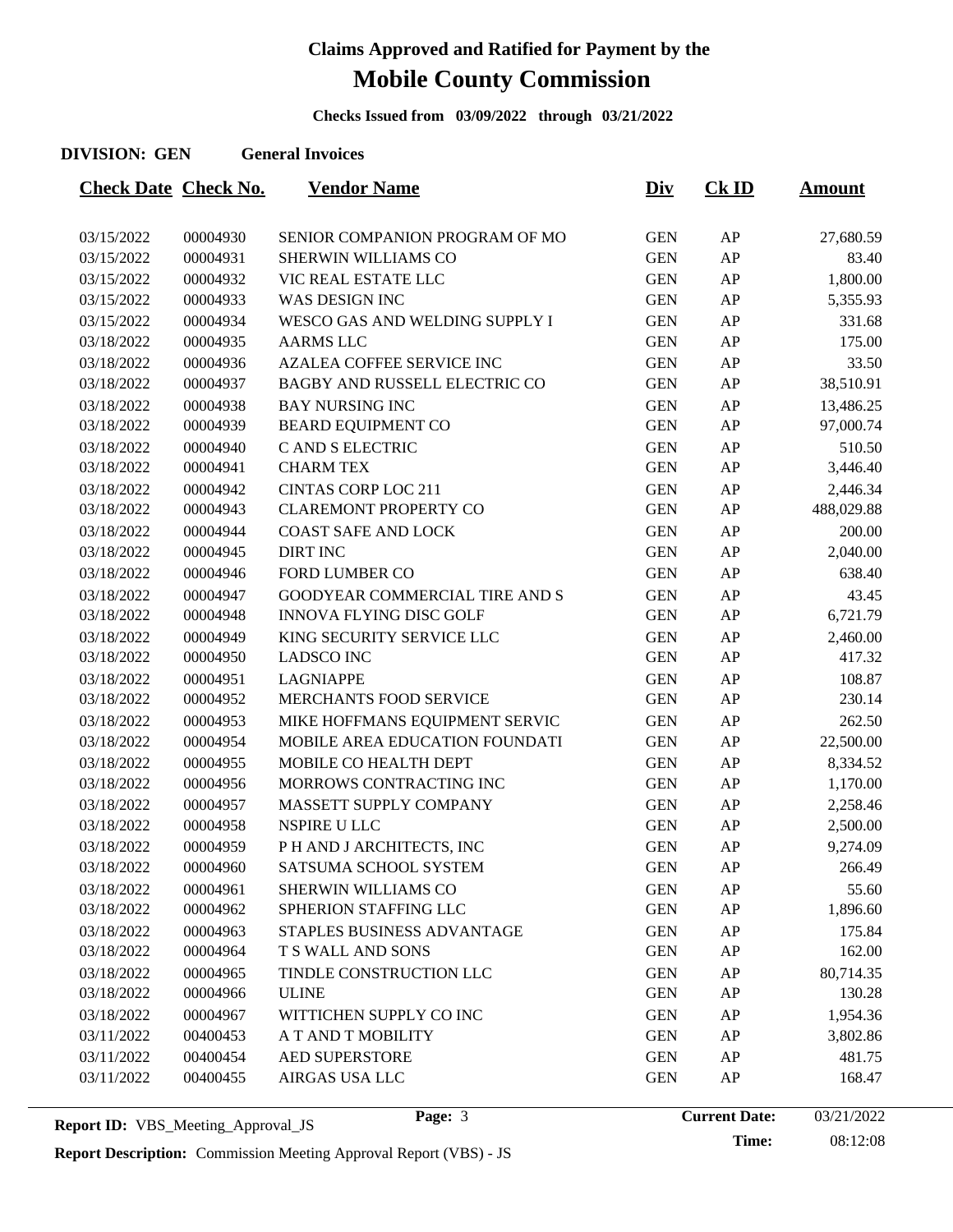# Claims Approved and Ratified for Payment by the

# Mobile County Commission

**Checks Issued from 03/09/2022 through 03/21/2022**

**DIVISION: GEN General Invoices**

| Check Date | Check No. | Vendor Name | Div | Ck ID | Amount |
|---|---|---|---|---|---|
| 03/15/2022 | 00004930 | SENIOR COMPANION PROGRAM OF MO | GEN | AP | 27,680.59 |
| 03/15/2022 | 00004931 | SHERWIN WILLIAMS CO | GEN | AP | 83.40 |
| 03/15/2022 | 00004932 | VIC REAL ESTATE LLC | GEN | AP | 1,800.00 |
| 03/15/2022 | 00004933 | WAS DESIGN INC | GEN | AP | 5,355.93 |
| 03/15/2022 | 00004934 | WESCO GAS AND WELDING SUPPLY I | GEN | AP | 331.68 |
| 03/18/2022 | 00004935 | AARMS LLC | GEN | AP | 175.00 |
| 03/18/2022 | 00004936 | AZALEA COFFEE SERVICE INC | GEN | AP | 33.50 |
| 03/18/2022 | 00004937 | BAGBY AND RUSSELL ELECTRIC CO | GEN | AP | 38,510.91 |
| 03/18/2022 | 00004938 | BAY NURSING INC | GEN | AP | 13,486.25 |
| 03/18/2022 | 00004939 | BEARD EQUIPMENT CO | GEN | AP | 97,000.74 |
| 03/18/2022 | 00004940 | C AND S ELECTRIC | GEN | AP | 510.50 |
| 03/18/2022 | 00004941 | CHARM TEX | GEN | AP | 3,446.40 |
| 03/18/2022 | 00004942 | CINTAS CORP LOC 211 | GEN | AP | 2,446.34 |
| 03/18/2022 | 00004943 | CLAREMONT PROPERTY CO | GEN | AP | 488,029.88 |
| 03/18/2022 | 00004944 | COAST SAFE AND LOCK | GEN | AP | 200.00 |
| 03/18/2022 | 00004945 | DIRT INC | GEN | AP | 2,040.00 |
| 03/18/2022 | 00004946 | FORD LUMBER CO | GEN | AP | 638.40 |
| 03/18/2022 | 00004947 | GOODYEAR COMMERCIAL TIRE AND S | GEN | AP | 43.45 |
| 03/18/2022 | 00004948 | INNOVA FLYING DISC GOLF | GEN | AP | 6,721.79 |
| 03/18/2022 | 00004949 | KING SECURITY SERVICE LLC | GEN | AP | 2,460.00 |
| 03/18/2022 | 00004950 | LADSCO INC | GEN | AP | 417.32 |
| 03/18/2022 | 00004951 | LAGNIAPPE | GEN | AP | 108.87 |
| 03/18/2022 | 00004952 | MERCHANTS FOOD SERVICE | GEN | AP | 230.14 |
| 03/18/2022 | 00004953 | MIKE HOFFMANS EQUIPMENT SERVIC | GEN | AP | 262.50 |
| 03/18/2022 | 00004954 | MOBILE AREA EDUCATION FOUNDATI | GEN | AP | 22,500.00 |
| 03/18/2022 | 00004955 | MOBILE CO HEALTH DEPT | GEN | AP | 8,334.52 |
| 03/18/2022 | 00004956 | MORROWS CONTRACTING INC | GEN | AP | 1,170.00 |
| 03/18/2022 | 00004957 | MASSETT SUPPLY COMPANY | GEN | AP | 2,258.46 |
| 03/18/2022 | 00004958 | NSPIRE U LLC | GEN | AP | 2,500.00 |
| 03/18/2022 | 00004959 | P H AND J ARCHITECTS, INC | GEN | AP | 9,274.09 |
| 03/18/2022 | 00004960 | SATSUMA SCHOOL SYSTEM | GEN | AP | 266.49 |
| 03/18/2022 | 00004961 | SHERWIN WILLIAMS CO | GEN | AP | 55.60 |
| 03/18/2022 | 00004962 | SPHERION STAFFING LLC | GEN | AP | 1,896.60 |
| 03/18/2022 | 00004963 | STAPLES BUSINESS ADVANTAGE | GEN | AP | 175.84 |
| 03/18/2022 | 00004964 | T S WALL AND SONS | GEN | AP | 162.00 |
| 03/18/2022 | 00004965 | TINDLE CONSTRUCTION LLC | GEN | AP | 80,714.35 |
| 03/18/2022 | 00004966 | ULINE | GEN | AP | 130.28 |
| 03/18/2022 | 00004967 | WITTICHEN SUPPLY CO INC | GEN | AP | 1,954.36 |
| 03/11/2022 | 00400453 | A T AND T MOBILITY | GEN | AP | 3,802.86 |
| 03/11/2022 | 00400454 | AED SUPERSTORE | GEN | AP | 481.75 |
| 03/11/2022 | 00400455 | AIRGAS USA LLC | GEN | AP | 168.47 |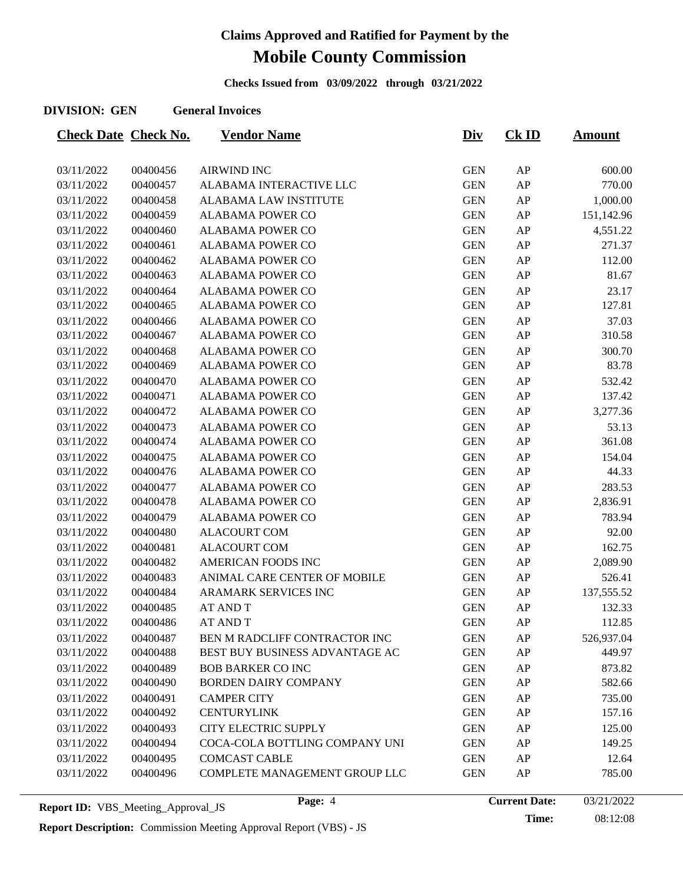# Claims Approved and Ratified for Payment by the

# Mobile County Commission

**Checks Issued from 03/09/2022 through 03/21/2022**

**DIVISION: GEN General Invoices**

| Check Date | Check No. | Vendor Name | Div | Ck ID | Amount |
|---|---|---|---|---|---|
| 03/11/2022 | 00400456 | AIRWIND INC | GEN | AP | 600.00 |
| 03/11/2022 | 00400457 | ALABAMA INTERACTIVE LLC | GEN | AP | 770.00 |
| 03/11/2022 | 00400458 | ALABAMA LAW INSTITUTE | GEN | AP | 1,000.00 |
| 03/11/2022 | 00400459 | ALABAMA POWER CO | GEN | AP | 151,142.96 |
| 03/11/2022 | 00400460 | ALABAMA POWER CO | GEN | AP | 4,551.22 |
| 03/11/2022 | 00400461 | ALABAMA POWER CO | GEN | AP | 271.37 |
| 03/11/2022 | 00400462 | ALABAMA POWER CO | GEN | AP | 112.00 |
| 03/11/2022 | 00400463 | ALABAMA POWER CO | GEN | AP | 81.67 |
| 03/11/2022 | 00400464 | ALABAMA POWER CO | GEN | AP | 23.17 |
| 03/11/2022 | 00400465 | ALABAMA POWER CO | GEN | AP | 127.81 |
| 03/11/2022 | 00400466 | ALABAMA POWER CO | GEN | AP | 37.03 |
| 03/11/2022 | 00400467 | ALABAMA POWER CO | GEN | AP | 310.58 |
| 03/11/2022 | 00400468 | ALABAMA POWER CO | GEN | AP | 300.70 |
| 03/11/2022 | 00400469 | ALABAMA POWER CO | GEN | AP | 83.78 |
| 03/11/2022 | 00400470 | ALABAMA POWER CO | GEN | AP | 532.42 |
| 03/11/2022 | 00400471 | ALABAMA POWER CO | GEN | AP | 137.42 |
| 03/11/2022 | 00400472 | ALABAMA POWER CO | GEN | AP | 3,277.36 |
| 03/11/2022 | 00400473 | ALABAMA POWER CO | GEN | AP | 53.13 |
| 03/11/2022 | 00400474 | ALABAMA POWER CO | GEN | AP | 361.08 |
| 03/11/2022 | 00400475 | ALABAMA POWER CO | GEN | AP | 154.04 |
| 03/11/2022 | 00400476 | ALABAMA POWER CO | GEN | AP | 44.33 |
| 03/11/2022 | 00400477 | ALABAMA POWER CO | GEN | AP | 283.53 |
| 03/11/2022 | 00400478 | ALABAMA POWER CO | GEN | AP | 2,836.91 |
| 03/11/2022 | 00400479 | ALABAMA POWER CO | GEN | AP | 783.94 |
| 03/11/2022 | 00400480 | ALACOURT COM | GEN | AP | 92.00 |
| 03/11/2022 | 00400481 | ALACOURT COM | GEN | AP | 162.75 |
| 03/11/2022 | 00400482 | AMERICAN FOODS INC | GEN | AP | 2,089.90 |
| 03/11/2022 | 00400483 | ANIMAL CARE CENTER OF MOBILE | GEN | AP | 526.41 |
| 03/11/2022 | 00400484 | ARAMARK SERVICES INC | GEN | AP | 137,555.52 |
| 03/11/2022 | 00400485 | AT AND T | GEN | AP | 132.33 |
| 03/11/2022 | 00400486 | AT AND T | GEN | AP | 112.85 |
| 03/11/2022 | 00400487 | BEN M RADCLIFF CONTRACTOR INC | GEN | AP | 526,937.04 |
| 03/11/2022 | 00400488 | BEST BUY BUSINESS ADVANTAGE AC | GEN | AP | 449.97 |
| 03/11/2022 | 00400489 | BOB BARKER CO INC | GEN | AP | 873.82 |
| 03/11/2022 | 00400490 | BORDEN DAIRY COMPANY | GEN | AP | 582.66 |
| 03/11/2022 | 00400491 | CAMPER CITY | GEN | AP | 735.00 |
| 03/11/2022 | 00400492 | CENTURYLINK | GEN | AP | 157.16 |
| 03/11/2022 | 00400493 | CITY ELECTRIC SUPPLY | GEN | AP | 125.00 |
| 03/11/2022 | 00400494 | COCA-COLA BOTTLING COMPANY UNI | GEN | AP | 149.25 |
| 03/11/2022 | 00400495 | COMCAST CABLE | GEN | AP | 12.64 |
| 03/11/2022 | 00400496 | COMPLETE MANAGEMENT GROUP LLC | GEN | AP | 785.00 |

**Report ID:** VBS_Meeting_Approval_JS

**Current Date:** 03/21/2022

**Time:** 08:12:08

**Report Description:** Commission Meeting Approval Report (VBS) - JS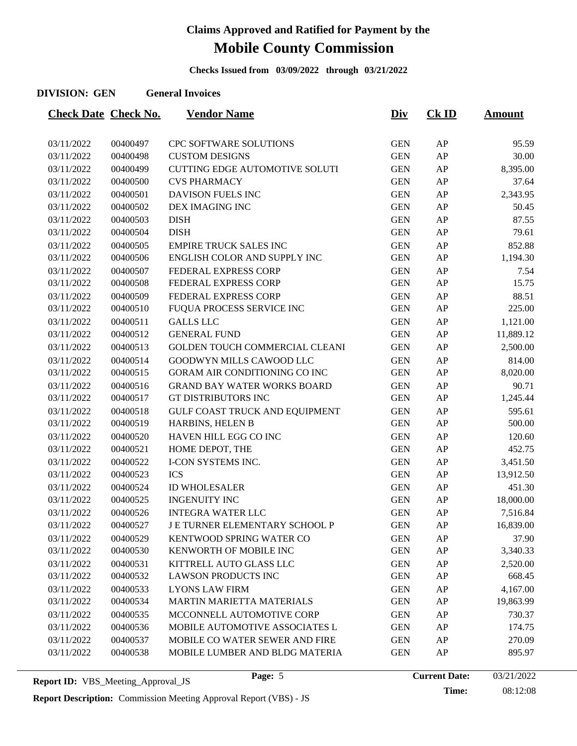# Claims Approved and Ratified for Payment by the

# Mobile County Commission

**Checks Issued from 03/09/2022 through 03/21/2022**

**DIVISION: GEN General Invoices**

| Check Date | Check No. | Vendor Name | Div | Ck ID | Amount |
|---|---|---|---|---|---|
| 03/11/2022 | 00400497 | CPC SOFTWARE SOLUTIONS | GEN | AP | 95.59 |
| 03/11/2022 | 00400498 | CUSTOM DESIGNS | GEN | AP | 30.00 |
| 03/11/2022 | 00400499 | CUTTING EDGE AUTOMOTIVE SOLUTI | GEN | AP | 8,395.00 |
| 03/11/2022 | 00400500 | CVS PHARMACY | GEN | AP | 37.64 |
| 03/11/2022 | 00400501 | DAVISON FUELS INC | GEN | AP | 2,343.95 |
| 03/11/2022 | 00400502 | DEX IMAGING INC | GEN | AP | 50.45 |
| 03/11/2022 | 00400503 | DISH | GEN | AP | 87.55 |
| 03/11/2022 | 00400504 | DISH | GEN | AP | 79.61 |
| 03/11/2022 | 00400505 | EMPIRE TRUCK SALES INC | GEN | AP | 852.88 |
| 03/11/2022 | 00400506 | ENGLISH COLOR AND SUPPLY INC | GEN | AP | 1,194.30 |
| 03/11/2022 | 00400507 | FEDERAL EXPRESS CORP | GEN | AP | 7.54 |
| 03/11/2022 | 00400508 | FEDERAL EXPRESS CORP | GEN | AP | 15.75 |
| 03/11/2022 | 00400509 | FEDERAL EXPRESS CORP | GEN | AP | 88.51 |
| 03/11/2022 | 00400510 | FUQUA PROCESS SERVICE INC | GEN | AP | 225.00 |
| 03/11/2022 | 00400511 | GALLS LLC | GEN | AP | 1,121.00 |
| 03/11/2022 | 00400512 | GENERAL FUND | GEN | AP | 11,889.12 |
| 03/11/2022 | 00400513 | GOLDEN TOUCH COMMERCIAL CLEANI | GEN | AP | 2,500.00 |
| 03/11/2022 | 00400514 | GOODWYN MILLS CAWOOD LLC | GEN | AP | 814.00 |
| 03/11/2022 | 00400515 | GORAM AIR CONDITIONING CO INC | GEN | AP | 8,020.00 |
| 03/11/2022 | 00400516 | GRAND BAY WATER WORKS BOARD | GEN | AP | 90.71 |
| 03/11/2022 | 00400517 | GT DISTRIBUTORS INC | GEN | AP | 1,245.44 |
| 03/11/2022 | 00400518 | GULF COAST TRUCK AND EQUIPMENT | GEN | AP | 595.61 |
| 03/11/2022 | 00400519 | HARBINS, HELEN B | GEN | AP | 500.00 |
| 03/11/2022 | 00400520 | HAVEN HILL EGG CO INC | GEN | AP | 120.60 |
| 03/11/2022 | 00400521 | HOME DEPOT, THE | GEN | AP | 452.75 |
| 03/11/2022 | 00400522 | I-CON SYSTEMS INC. | GEN | AP | 3,451.50 |
| 03/11/2022 | 00400523 | ICS | GEN | AP | 13,912.50 |
| 03/11/2022 | 00400524 | ID WHOLESALER | GEN | AP | 451.30 |
| 03/11/2022 | 00400525 | INGENUITY INC | GEN | AP | 18,000.00 |
| 03/11/2022 | 00400526 | INTEGRA WATER LLC | GEN | AP | 7,516.84 |
| 03/11/2022 | 00400527 | J E TURNER ELEMENTARY SCHOOL P | GEN | AP | 16,839.00 |
| 03/11/2022 | 00400529 | KENTWOOD SPRING WATER CO | GEN | AP | 37.90 |
| 03/11/2022 | 00400530 | KENWORTH OF MOBILE INC | GEN | AP | 3,340.33 |
| 03/11/2022 | 00400531 | KITTRELL AUTO GLASS LLC | GEN | AP | 2,520.00 |
| 03/11/2022 | 00400532 | LAWSON PRODUCTS INC | GEN | AP | 668.45 |
| 03/11/2022 | 00400533 | LYONS LAW FIRM | GEN | AP | 4,167.00 |
| 03/11/2022 | 00400534 | MARTIN MARIETTA MATERIALS | GEN | AP | 19,863.99 |
| 03/11/2022 | 00400535 | MCCONNELL AUTOMOTIVE CORP | GEN | AP | 730.37 |
| 03/11/2022 | 00400536 | MOBILE AUTOMOTIVE ASSOCIATES L | GEN | AP | 174.75 |
| 03/11/2022 | 00400537 | MOBILE CO WATER SEWER AND FIRE | GEN | AP | 270.09 |
| 03/11/2022 | 00400538 | MOBILE LUMBER AND BLDG MATERIA | GEN | AP | 895.97 |

**Report ID:** VBS_Meeting_Approval_JS

**Current Date:** 03/21/2022

**Time:** 08:12:08

**Report Description:** Commission Meeting Approval Report (VBS) - JS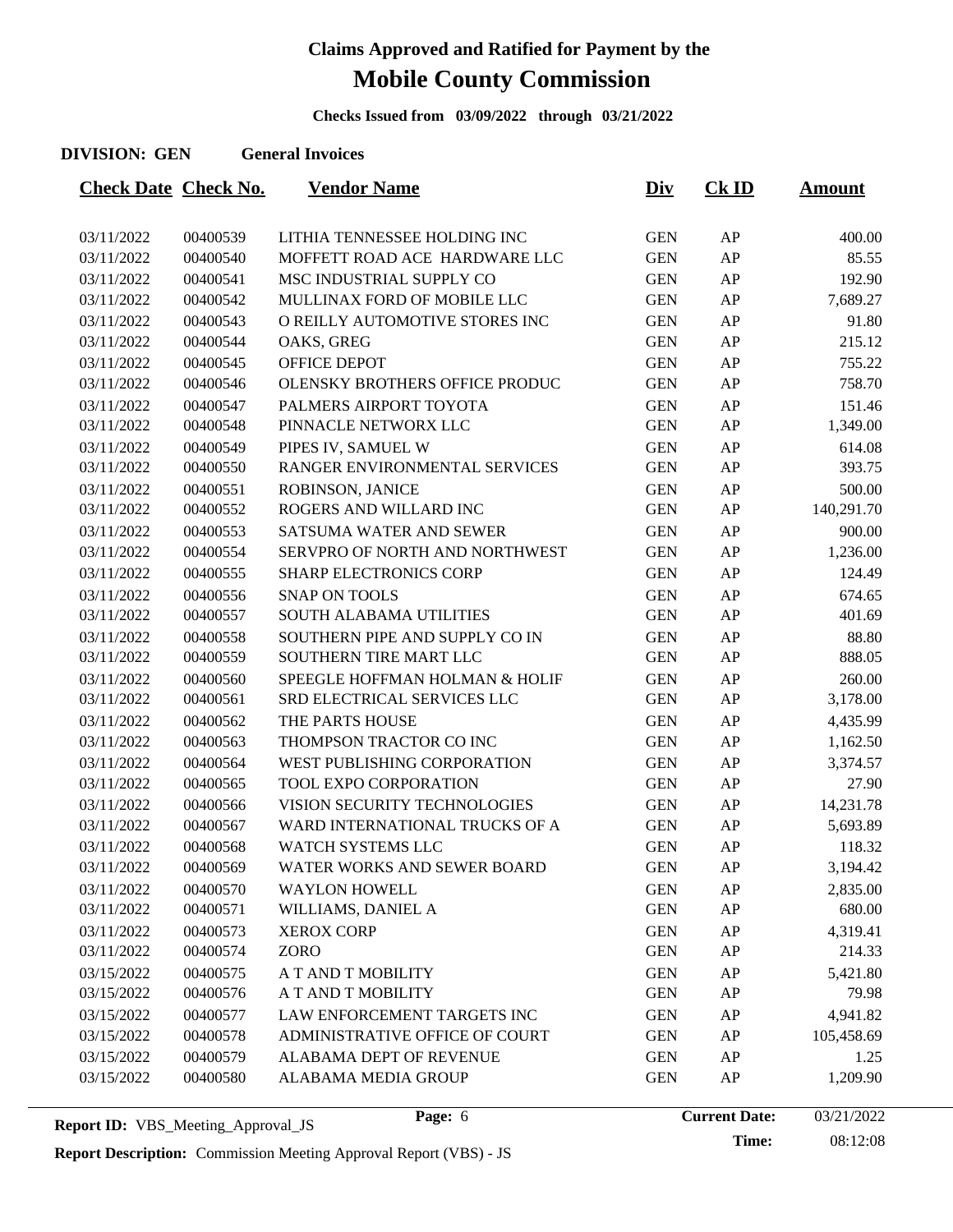# Claims Approved and Ratified for Payment by the

# Mobile County Commission

**Checks Issued from 03/09/2022 through 03/21/2022**

**DIVISION: GEN General Invoices**

| Check Date | Check No. | Vendor Name | Div | Ck ID | Amount |
|---|---|---|---|---|---|
| 03/11/2022 | 00400539 | LITHIA TENNESSEE HOLDING INC | GEN | AP | 400.00 |
| 03/11/2022 | 00400540 | MOFFETT ROAD ACE HARDWARE LLC | GEN | AP | 85.55 |
| 03/11/2022 | 00400541 | MSC INDUSTRIAL SUPPLY CO | GEN | AP | 192.90 |
| 03/11/2022 | 00400542 | MULLINAX FORD OF MOBILE LLC | GEN | AP | 7,689.27 |
| 03/11/2022 | 00400543 | O REILLY AUTOMOTIVE STORES INC | GEN | AP | 91.80 |
| 03/11/2022 | 00400544 | OAKS, GREG | GEN | AP | 215.12 |
| 03/11/2022 | 00400545 | OFFICE DEPOT | GEN | AP | 755.22 |
| 03/11/2022 | 00400546 | OLENSKY BROTHERS OFFICE PRODUC | GEN | AP | 758.70 |
| 03/11/2022 | 00400547 | PALMERS AIRPORT TOYOTA | GEN | AP | 151.46 |
| 03/11/2022 | 00400548 | PINNACLE NETWORX LLC | GEN | AP | 1,349.00 |
| 03/11/2022 | 00400549 | PIPES IV, SAMUEL W | GEN | AP | 614.08 |
| 03/11/2022 | 00400550 | RANGER ENVIRONMENTAL SERVICES | GEN | AP | 393.75 |
| 03/11/2022 | 00400551 | ROBINSON, JANICE | GEN | AP | 500.00 |
| 03/11/2022 | 00400552 | ROGERS AND WILLARD INC | GEN | AP | 140,291.70 |
| 03/11/2022 | 00400553 | SATSUMA WATER AND SEWER | GEN | AP | 900.00 |
| 03/11/2022 | 00400554 | SERVPRO OF NORTH AND NORTHWEST | GEN | AP | 1,236.00 |
| 03/11/2022 | 00400555 | SHARP ELECTRONICS CORP | GEN | AP | 124.49 |
| 03/11/2022 | 00400556 | SNAP ON TOOLS | GEN | AP | 674.65 |
| 03/11/2022 | 00400557 | SOUTH ALABAMA UTILITIES | GEN | AP | 401.69 |
| 03/11/2022 | 00400558 | SOUTHERN PIPE AND SUPPLY CO IN | GEN | AP | 88.80 |
| 03/11/2022 | 00400559 | SOUTHERN TIRE MART LLC | GEN | AP | 888.05 |
| 03/11/2022 | 00400560 | SPEEGLE HOFFMAN HOLMAN & HOLIF | GEN | AP | 260.00 |
| 03/11/2022 | 00400561 | SRD ELECTRICAL SERVICES LLC | GEN | AP | 3,178.00 |
| 03/11/2022 | 00400562 | THE PARTS HOUSE | GEN | AP | 4,435.99 |
| 03/11/2022 | 00400563 | THOMPSON TRACTOR CO INC | GEN | AP | 1,162.50 |
| 03/11/2022 | 00400564 | WEST PUBLISHING CORPORATION | GEN | AP | 3,374.57 |
| 03/11/2022 | 00400565 | TOOL EXPO CORPORATION | GEN | AP | 27.90 |
| 03/11/2022 | 00400566 | VISION SECURITY TECHNOLOGIES | GEN | AP | 14,231.78 |
| 03/11/2022 | 00400567 | WARD INTERNATIONAL TRUCKS OF A | GEN | AP | 5,693.89 |
| 03/11/2022 | 00400568 | WATCH SYSTEMS LLC | GEN | AP | 118.32 |
| 03/11/2022 | 00400569 | WATER WORKS AND SEWER BOARD | GEN | AP | 3,194.42 |
| 03/11/2022 | 00400570 | WAYLON HOWELL | GEN | AP | 2,835.00 |
| 03/11/2022 | 00400571 | WILLIAMS, DANIEL A | GEN | AP | 680.00 |
| 03/11/2022 | 00400573 | XEROX CORP | GEN | AP | 4,319.41 |
| 03/11/2022 | 00400574 | ZORO | GEN | AP | 214.33 |
| 03/15/2022 | 00400575 | A T AND T MOBILITY | GEN | AP | 5,421.80 |
| 03/15/2022 | 00400576 | A T AND T MOBILITY | GEN | AP | 79.98 |
| 03/15/2022 | 00400577 | LAW ENFORCEMENT TARGETS INC | GEN | AP | 4,941.82 |
| 03/15/2022 | 00400578 | ADMINISTRATIVE OFFICE OF COURT | GEN | AP | 105,458.69 |
| 03/15/2022 | 00400579 | ALABAMA DEPT OF REVENUE | GEN | AP | 1.25 |
| 03/15/2022 | 00400580 | ALABAMA MEDIA GROUP | GEN | AP | 1,209.90 |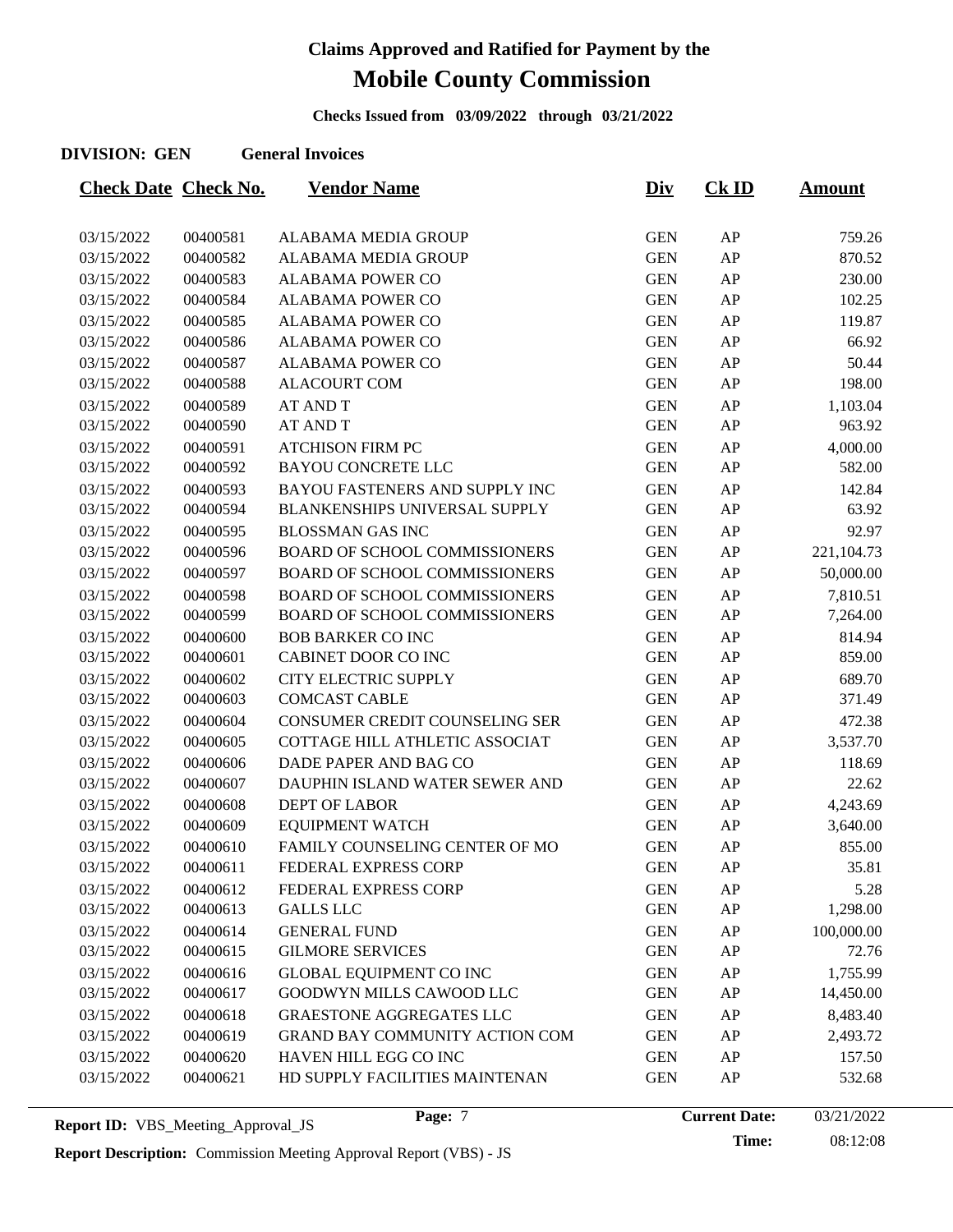# Claims Approved and Ratified for Payment by the

# Mobile County Commission

**Checks Issued from 03/09/2022 through 03/21/2022**

**DIVISION: GEN** **General Invoices**

| Check Date | Check No. | Vendor Name | Div | Ck ID | Amount |
|---|---|---|---|---|---|
| 03/15/2022 | 00400581 | ALABAMA MEDIA GROUP | GEN | AP | 759.26 |
| 03/15/2022 | 00400582 | ALABAMA MEDIA GROUP | GEN | AP | 870.52 |
| 03/15/2022 | 00400583 | ALABAMA POWER CO | GEN | AP | 230.00 |
| 03/15/2022 | 00400584 | ALABAMA POWER CO | GEN | AP | 102.25 |
| 03/15/2022 | 00400585 | ALABAMA POWER CO | GEN | AP | 119.87 |
| 03/15/2022 | 00400586 | ALABAMA POWER CO | GEN | AP | 66.92 |
| 03/15/2022 | 00400587 | ALABAMA POWER CO | GEN | AP | 50.44 |
| 03/15/2022 | 00400588 | ALACOURT COM | GEN | AP | 198.00 |
| 03/15/2022 | 00400589 | AT AND T | GEN | AP | 1,103.04 |
| 03/15/2022 | 00400590 | AT AND T | GEN | AP | 963.92 |
| 03/15/2022 | 00400591 | ATCHISON FIRM PC | GEN | AP | 4,000.00 |
| 03/15/2022 | 00400592 | BAYOU CONCRETE LLC | GEN | AP | 582.00 |
| 03/15/2022 | 00400593 | BAYOU FASTENERS AND SUPPLY INC | GEN | AP | 142.84 |
| 03/15/2022 | 00400594 | BLANKENSHIPS UNIVERSAL SUPPLY | GEN | AP | 63.92 |
| 03/15/2022 | 00400595 | BLOSSMAN GAS INC | GEN | AP | 92.97 |
| 03/15/2022 | 00400596 | BOARD OF SCHOOL COMMISSIONERS | GEN | AP | 221,104.73 |
| 03/15/2022 | 00400597 | BOARD OF SCHOOL COMMISSIONERS | GEN | AP | 50,000.00 |
| 03/15/2022 | 00400598 | BOARD OF SCHOOL COMMISSIONERS | GEN | AP | 7,810.51 |
| 03/15/2022 | 00400599 | BOARD OF SCHOOL COMMISSIONERS | GEN | AP | 7,264.00 |
| 03/15/2022 | 00400600 | BOB BARKER CO INC | GEN | AP | 814.94 |
| 03/15/2022 | 00400601 | CABINET DOOR CO INC | GEN | AP | 859.00 |
| 03/15/2022 | 00400602 | CITY ELECTRIC SUPPLY | GEN | AP | 689.70 |
| 03/15/2022 | 00400603 | COMCAST CABLE | GEN | AP | 371.49 |
| 03/15/2022 | 00400604 | CONSUMER CREDIT COUNSELING SER | GEN | AP | 472.38 |
| 03/15/2022 | 00400605 | COTTAGE HILL ATHLETIC ASSOCIAT | GEN | AP | 3,537.70 |
| 03/15/2022 | 00400606 | DADE PAPER AND BAG CO | GEN | AP | 118.69 |
| 03/15/2022 | 00400607 | DAUPHIN ISLAND WATER SEWER AND | GEN | AP | 22.62 |
| 03/15/2022 | 00400608 | DEPT OF LABOR | GEN | AP | 4,243.69 |
| 03/15/2022 | 00400609 | EQUIPMENT WATCH | GEN | AP | 3,640.00 |
| 03/15/2022 | 00400610 | FAMILY COUNSELING CENTER OF MO | GEN | AP | 855.00 |
| 03/15/2022 | 00400611 | FEDERAL EXPRESS CORP | GEN | AP | 35.81 |
| 03/15/2022 | 00400612 | FEDERAL EXPRESS CORP | GEN | AP | 5.28 |
| 03/15/2022 | 00400613 | GALLS LLC | GEN | AP | 1,298.00 |
| 03/15/2022 | 00400614 | GENERAL FUND | GEN | AP | 100,000.00 |
| 03/15/2022 | 00400615 | GILMORE SERVICES | GEN | AP | 72.76 |
| 03/15/2022 | 00400616 | GLOBAL EQUIPMENT CO INC | GEN | AP | 1,755.99 |
| 03/15/2022 | 00400617 | GOODWYN MILLS CAWOOD LLC | GEN | AP | 14,450.00 |
| 03/15/2022 | 00400618 | GRAESTONE AGGREGATES LLC | GEN | AP | 8,483.40 |
| 03/15/2022 | 00400619 | GRAND BAY COMMUNITY ACTION COM | GEN | AP | 2,493.72 |
| 03/15/2022 | 00400620 | HAVEN HILL EGG CO INC | GEN | AP | 157.50 |
| 03/15/2022 | 00400621 | HD SUPPLY FACILITIES MAINTENAN | GEN | AP | 532.68 |

**Report ID:** VBS_Meeting_Approval_JS **Current Date:** 03/21/2022 **Time:** 08:12:08

**Report Description:** Commission Meeting Approval Report (VBS) - JS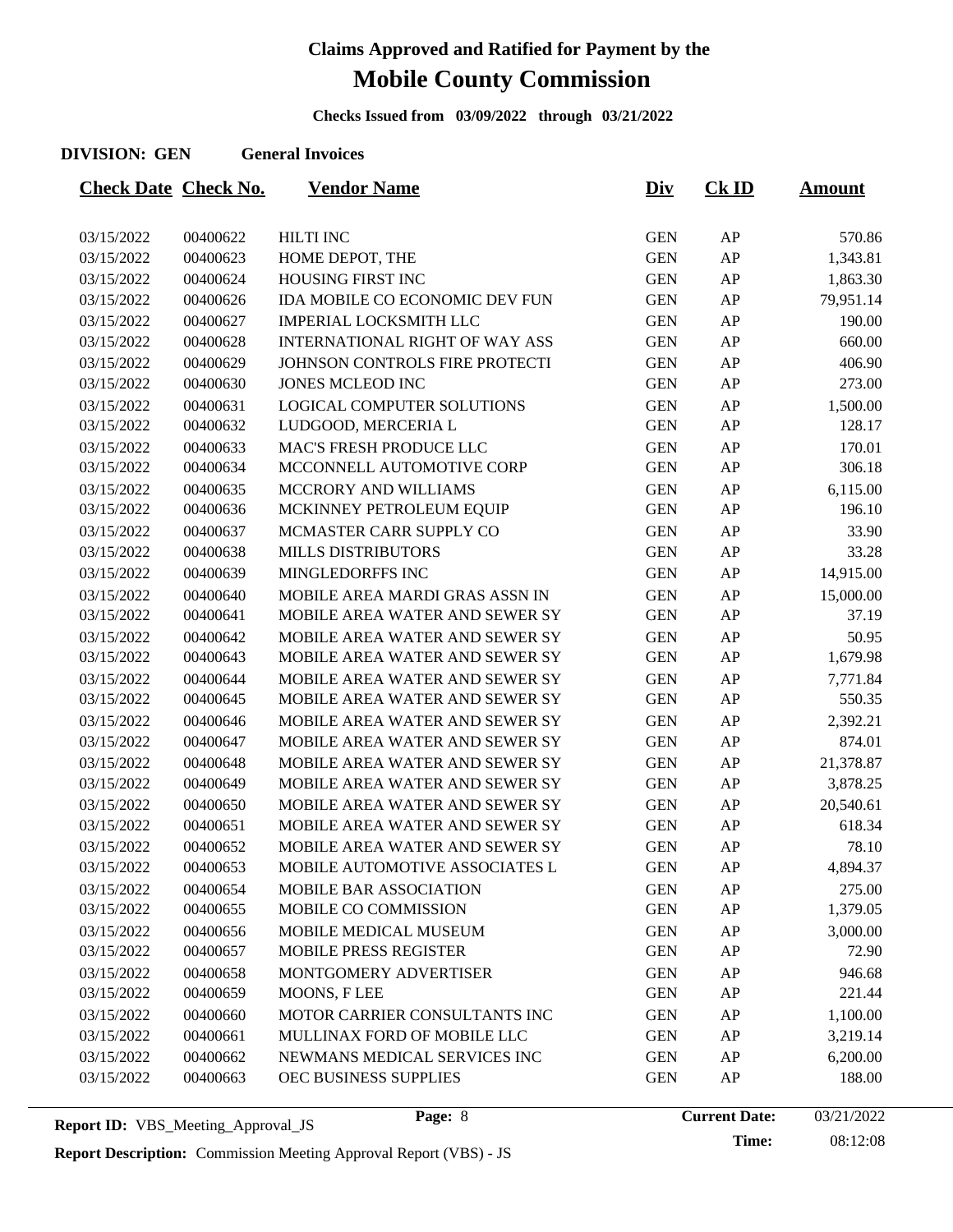# Claims Approved and Ratified for Payment by the

# Mobile County Commission

**Checks Issued from 03/09/2022 through 03/21/2022**

**DIVISION: GEN General Invoices**

| Check Date | Check No. | Vendor Name | Div | Ck ID | Amount |
|---|---|---|---|---|---|
| 03/15/2022 | 00400622 | HILTI INC | GEN | AP | 570.86 |
| 03/15/2022 | 00400623 | HOME DEPOT, THE | GEN | AP | 1,343.81 |
| 03/15/2022 | 00400624 | HOUSING FIRST INC | GEN | AP | 1,863.30 |
| 03/15/2022 | 00400626 | IDA MOBILE CO ECONOMIC DEV FUN | GEN | AP | 79,951.14 |
| 03/15/2022 | 00400627 | IMPERIAL LOCKSMITH LLC | GEN | AP | 190.00 |
| 03/15/2022 | 00400628 | INTERNATIONAL RIGHT OF WAY ASS | GEN | AP | 660.00 |
| 03/15/2022 | 00400629 | JOHNSON CONTROLS FIRE PROTECTI | GEN | AP | 406.90 |
| 03/15/2022 | 00400630 | JONES MCLEOD INC | GEN | AP | 273.00 |
| 03/15/2022 | 00400631 | LOGICAL COMPUTER SOLUTIONS | GEN | AP | 1,500.00 |
| 03/15/2022 | 00400632 | LUDGOOD, MERCERIA L | GEN | AP | 128.17 |
| 03/15/2022 | 00400633 | MAC'S FRESH PRODUCE LLC | GEN | AP | 170.01 |
| 03/15/2022 | 00400634 | MCCONNELL AUTOMOTIVE CORP | GEN | AP | 306.18 |
| 03/15/2022 | 00400635 | MCCRORY AND WILLIAMS | GEN | AP | 6,115.00 |
| 03/15/2022 | 00400636 | MCKINNEY PETROLEUM EQUIP | GEN | AP | 196.10 |
| 03/15/2022 | 00400637 | MCMASTER CARR SUPPLY CO | GEN | AP | 33.90 |
| 03/15/2022 | 00400638 | MILLS DISTRIBUTORS | GEN | AP | 33.28 |
| 03/15/2022 | 00400639 | MINGLEDORFFS INC | GEN | AP | 14,915.00 |
| 03/15/2022 | 00400640 | MOBILE AREA MARDI GRAS ASSN IN | GEN | AP | 15,000.00 |
| 03/15/2022 | 00400641 | MOBILE AREA WATER AND SEWER SY | GEN | AP | 37.19 |
| 03/15/2022 | 00400642 | MOBILE AREA WATER AND SEWER SY | GEN | AP | 50.95 |
| 03/15/2022 | 00400643 | MOBILE AREA WATER AND SEWER SY | GEN | AP | 1,679.98 |
| 03/15/2022 | 00400644 | MOBILE AREA WATER AND SEWER SY | GEN | AP | 7,771.84 |
| 03/15/2022 | 00400645 | MOBILE AREA WATER AND SEWER SY | GEN | AP | 550.35 |
| 03/15/2022 | 00400646 | MOBILE AREA WATER AND SEWER SY | GEN | AP | 2,392.21 |
| 03/15/2022 | 00400647 | MOBILE AREA WATER AND SEWER SY | GEN | AP | 874.01 |
| 03/15/2022 | 00400648 | MOBILE AREA WATER AND SEWER SY | GEN | AP | 21,378.87 |
| 03/15/2022 | 00400649 | MOBILE AREA WATER AND SEWER SY | GEN | AP | 3,878.25 |
| 03/15/2022 | 00400650 | MOBILE AREA WATER AND SEWER SY | GEN | AP | 20,540.61 |
| 03/15/2022 | 00400651 | MOBILE AREA WATER AND SEWER SY | GEN | AP | 618.34 |
| 03/15/2022 | 00400652 | MOBILE AREA WATER AND SEWER SY | GEN | AP | 78.10 |
| 03/15/2022 | 00400653 | MOBILE AUTOMOTIVE ASSOCIATES L | GEN | AP | 4,894.37 |
| 03/15/2022 | 00400654 | MOBILE BAR ASSOCIATION | GEN | AP | 275.00 |
| 03/15/2022 | 00400655 | MOBILE CO COMMISSION | GEN | AP | 1,379.05 |
| 03/15/2022 | 00400656 | MOBILE MEDICAL MUSEUM | GEN | AP | 3,000.00 |
| 03/15/2022 | 00400657 | MOBILE PRESS REGISTER | GEN | AP | 72.90 |
| 03/15/2022 | 00400658 | MONTGOMERY ADVERTISER | GEN | AP | 946.68 |
| 03/15/2022 | 00400659 | MOONS, F LEE | GEN | AP | 221.44 |
| 03/15/2022 | 00400660 | MOTOR CARRIER CONSULTANTS INC | GEN | AP | 1,100.00 |
| 03/15/2022 | 00400661 | MULLINAX FORD OF MOBILE LLC | GEN | AP | 3,219.14 |
| 03/15/2022 | 00400662 | NEWMANS MEDICAL SERVICES INC | GEN | AP | 6,200.00 |
| 03/15/2022 | 00400663 | OEC BUSINESS SUPPLIES | GEN | AP | 188.00 |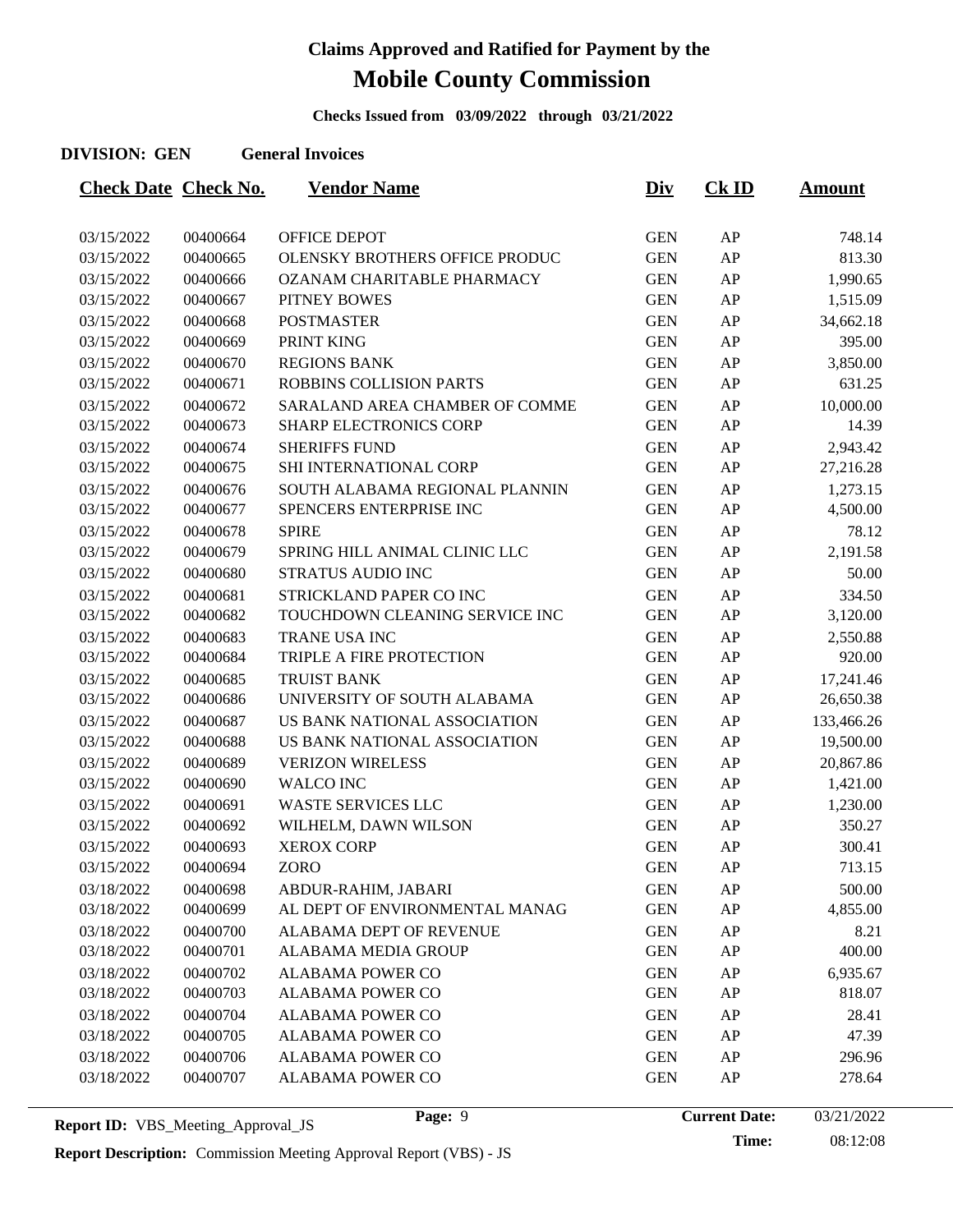# Claims Approved and Ratified for Payment by the

# Mobile County Commission

**Checks Issued from 03/09/2022 through 03/21/2022**

**DIVISION: GEN** **General Invoices**

| Check Date | Check No. | Vendor Name | Div | Ck ID | Amount |
|---|---|---|---|---|---|
| 03/15/2022 | 00400664 | OFFICE DEPOT | GEN | AP | 748.14 |
| 03/15/2022 | 00400665 | OLENSKY BROTHERS OFFICE PRODUC | GEN | AP | 813.30 |
| 03/15/2022 | 00400666 | OZANAM CHARITABLE PHARMACY | GEN | AP | 1,990.65 |
| 03/15/2022 | 00400667 | PITNEY BOWES | GEN | AP | 1,515.09 |
| 03/15/2022 | 00400668 | POSTMASTER | GEN | AP | 34,662.18 |
| 03/15/2022 | 00400669 | PRINT KING | GEN | AP | 395.00 |
| 03/15/2022 | 00400670 | REGIONS BANK | GEN | AP | 3,850.00 |
| 03/15/2022 | 00400671 | ROBBINS COLLISION PARTS | GEN | AP | 631.25 |
| 03/15/2022 | 00400672 | SARALAND AREA CHAMBER OF COMME | GEN | AP | 10,000.00 |
| 03/15/2022 | 00400673 | SHARP ELECTRONICS CORP | GEN | AP | 14.39 |
| 03/15/2022 | 00400674 | SHERIFFS FUND | GEN | AP | 2,943.42 |
| 03/15/2022 | 00400675 | SHI INTERNATIONAL CORP | GEN | AP | 27,216.28 |
| 03/15/2022 | 00400676 | SOUTH ALABAMA REGIONAL PLANNIN | GEN | AP | 1,273.15 |
| 03/15/2022 | 00400677 | SPENCERS ENTERPRISE INC | GEN | AP | 4,500.00 |
| 03/15/2022 | 00400678 | SPIRE | GEN | AP | 78.12 |
| 03/15/2022 | 00400679 | SPRING HILL ANIMAL CLINIC LLC | GEN | AP | 2,191.58 |
| 03/15/2022 | 00400680 | STRATUS AUDIO INC | GEN | AP | 50.00 |
| 03/15/2022 | 00400681 | STRICKLAND PAPER CO INC | GEN | AP | 334.50 |
| 03/15/2022 | 00400682 | TOUCHDOWN CLEANING SERVICE INC | GEN | AP | 3,120.00 |
| 03/15/2022 | 00400683 | TRANE USA INC | GEN | AP | 2,550.88 |
| 03/15/2022 | 00400684 | TRIPLE A FIRE PROTECTION | GEN | AP | 920.00 |
| 03/15/2022 | 00400685 | TRUIST BANK | GEN | AP | 17,241.46 |
| 03/15/2022 | 00400686 | UNIVERSITY OF SOUTH ALABAMA | GEN | AP | 26,650.38 |
| 03/15/2022 | 00400687 | US BANK NATIONAL ASSOCIATION | GEN | AP | 133,466.26 |
| 03/15/2022 | 00400688 | US BANK NATIONAL ASSOCIATION | GEN | AP | 19,500.00 |
| 03/15/2022 | 00400689 | VERIZON WIRELESS | GEN | AP | 20,867.86 |
| 03/15/2022 | 00400690 | WALCO INC | GEN | AP | 1,421.00 |
| 03/15/2022 | 00400691 | WASTE SERVICES LLC | GEN | AP | 1,230.00 |
| 03/15/2022 | 00400692 | WILHELM, DAWN WILSON | GEN | AP | 350.27 |
| 03/15/2022 | 00400693 | XEROX CORP | GEN | AP | 300.41 |
| 03/15/2022 | 00400694 | ZORO | GEN | AP | 713.15 |
| 03/18/2022 | 00400698 | ABDUR-RAHIM, JABARI | GEN | AP | 500.00 |
| 03/18/2022 | 00400699 | AL DEPT OF ENVIRONMENTAL MANAG | GEN | AP | 4,855.00 |
| 03/18/2022 | 00400700 | ALABAMA DEPT OF REVENUE | GEN | AP | 8.21 |
| 03/18/2022 | 00400701 | ALABAMA MEDIA GROUP | GEN | AP | 400.00 |
| 03/18/2022 | 00400702 | ALABAMA POWER CO | GEN | AP | 6,935.67 |
| 03/18/2022 | 00400703 | ALABAMA POWER CO | GEN | AP | 818.07 |
| 03/18/2022 | 00400704 | ALABAMA POWER CO | GEN | AP | 28.41 |
| 03/18/2022 | 00400705 | ALABAMA POWER CO | GEN | AP | 47.39 |
| 03/18/2022 | 00400706 | ALABAMA POWER CO | GEN | AP | 296.96 |
| 03/18/2022 | 00400707 | ALABAMA POWER CO | GEN | AP | 278.64 |

**Report ID:** VBS_Meeting_Approval_JS

**Current Date:** 03/21/2022

**Time:** 08:12:08

**Report Description:** Commission Meeting Approval Report (VBS) - JS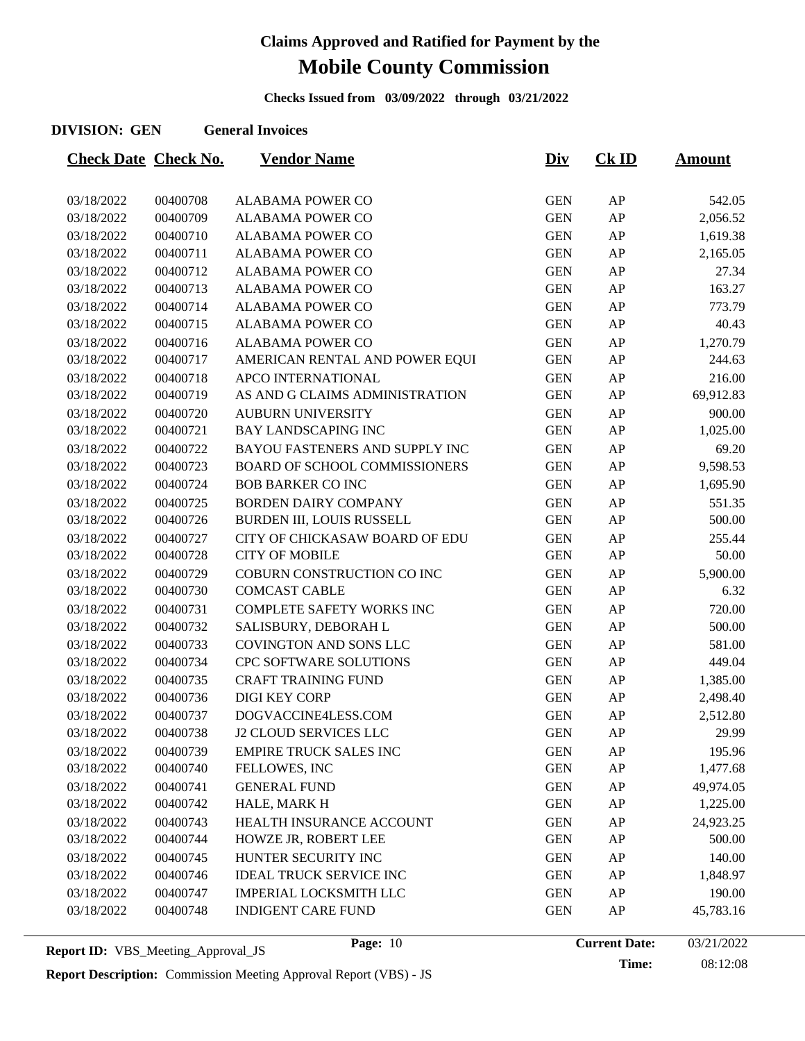# Claims Approved and Ratified for Payment by the

# Mobile County Commission

**Checks Issued from 03/09/2022 through 03/21/2022**

**DIVISION: GEN** **General Invoices**

| Check Date | Check No. | Vendor Name | Div | Ck ID | Amount |
|---|---|---|---|---|---|
| 03/18/2022 | 00400708 | ALABAMA POWER CO | GEN | AP | 542.05 |
| 03/18/2022 | 00400709 | ALABAMA POWER CO | GEN | AP | 2,056.52 |
| 03/18/2022 | 00400710 | ALABAMA POWER CO | GEN | AP | 1,619.38 |
| 03/18/2022 | 00400711 | ALABAMA POWER CO | GEN | AP | 2,165.05 |
| 03/18/2022 | 00400712 | ALABAMA POWER CO | GEN | AP | 27.34 |
| 03/18/2022 | 00400713 | ALABAMA POWER CO | GEN | AP | 163.27 |
| 03/18/2022 | 00400714 | ALABAMA POWER CO | GEN | AP | 773.79 |
| 03/18/2022 | 00400715 | ALABAMA POWER CO | GEN | AP | 40.43 |
| 03/18/2022 | 00400716 | ALABAMA POWER CO | GEN | AP | 1,270.79 |
| 03/18/2022 | 00400717 | AMERICAN RENTAL AND POWER EQUI | GEN | AP | 244.63 |
| 03/18/2022 | 00400718 | APCO INTERNATIONAL | GEN | AP | 216.00 |
| 03/18/2022 | 00400719 | AS AND G CLAIMS ADMINISTRATION | GEN | AP | 69,912.83 |
| 03/18/2022 | 00400720 | AUBURN UNIVERSITY | GEN | AP | 900.00 |
| 03/18/2022 | 00400721 | BAY LANDSCAPING INC | GEN | AP | 1,025.00 |
| 03/18/2022 | 00400722 | BAYOU FASTENERS AND SUPPLY INC | GEN | AP | 69.20 |
| 03/18/2022 | 00400723 | BOARD OF SCHOOL COMMISSIONERS | GEN | AP | 9,598.53 |
| 03/18/2022 | 00400724 | BOB BARKER CO INC | GEN | AP | 1,695.90 |
| 03/18/2022 | 00400725 | BORDEN DAIRY COMPANY | GEN | AP | 551.35 |
| 03/18/2022 | 00400726 | BURDEN III, LOUIS RUSSELL | GEN | AP | 500.00 |
| 03/18/2022 | 00400727 | CITY OF CHICKASAW BOARD OF EDU | GEN | AP | 255.44 |
| 03/18/2022 | 00400728 | CITY OF MOBILE | GEN | AP | 50.00 |
| 03/18/2022 | 00400729 | COBURN CONSTRUCTION CO INC | GEN | AP | 5,900.00 |
| 03/18/2022 | 00400730 | COMCAST CABLE | GEN | AP | 6.32 |
| 03/18/2022 | 00400731 | COMPLETE SAFETY WORKS INC | GEN | AP | 720.00 |
| 03/18/2022 | 00400732 | SALISBURY, DEBORAH L | GEN | AP | 500.00 |
| 03/18/2022 | 00400733 | COVINGTON AND SONS LLC | GEN | AP | 581.00 |
| 03/18/2022 | 00400734 | CPC SOFTWARE SOLUTIONS | GEN | AP | 449.04 |
| 03/18/2022 | 00400735 | CRAFT TRAINING FUND | GEN | AP | 1,385.00 |
| 03/18/2022 | 00400736 | DIGI KEY CORP | GEN | AP | 2,498.40 |
| 03/18/2022 | 00400737 | DOGVACCINE4LESS.COM | GEN | AP | 2,512.80 |
| 03/18/2022 | 00400738 | J2 CLOUD SERVICES LLC | GEN | AP | 29.99 |
| 03/18/2022 | 00400739 | EMPIRE TRUCK SALES INC | GEN | AP | 195.96 |
| 03/18/2022 | 00400740 | FELLOWES, INC | GEN | AP | 1,477.68 |
| 03/18/2022 | 00400741 | GENERAL FUND | GEN | AP | 49,974.05 |
| 03/18/2022 | 00400742 | HALE, MARK H | GEN | AP | 1,225.00 |
| 03/18/2022 | 00400743 | HEALTH INSURANCE ACCOUNT | GEN | AP | 24,923.25 |
| 03/18/2022 | 00400744 | HOWZE JR, ROBERT LEE | GEN | AP | 500.00 |
| 03/18/2022 | 00400745 | HUNTER SECURITY INC | GEN | AP | 140.00 |
| 03/18/2022 | 00400746 | IDEAL TRUCK SERVICE INC | GEN | AP | 1,848.97 |
| 03/18/2022 | 00400747 | IMPERIAL LOCKSMITH LLC | GEN | AP | 190.00 |
| 03/18/2022 | 00400748 | INDIGENT CARE FUND | GEN | AP | 45,783.16 |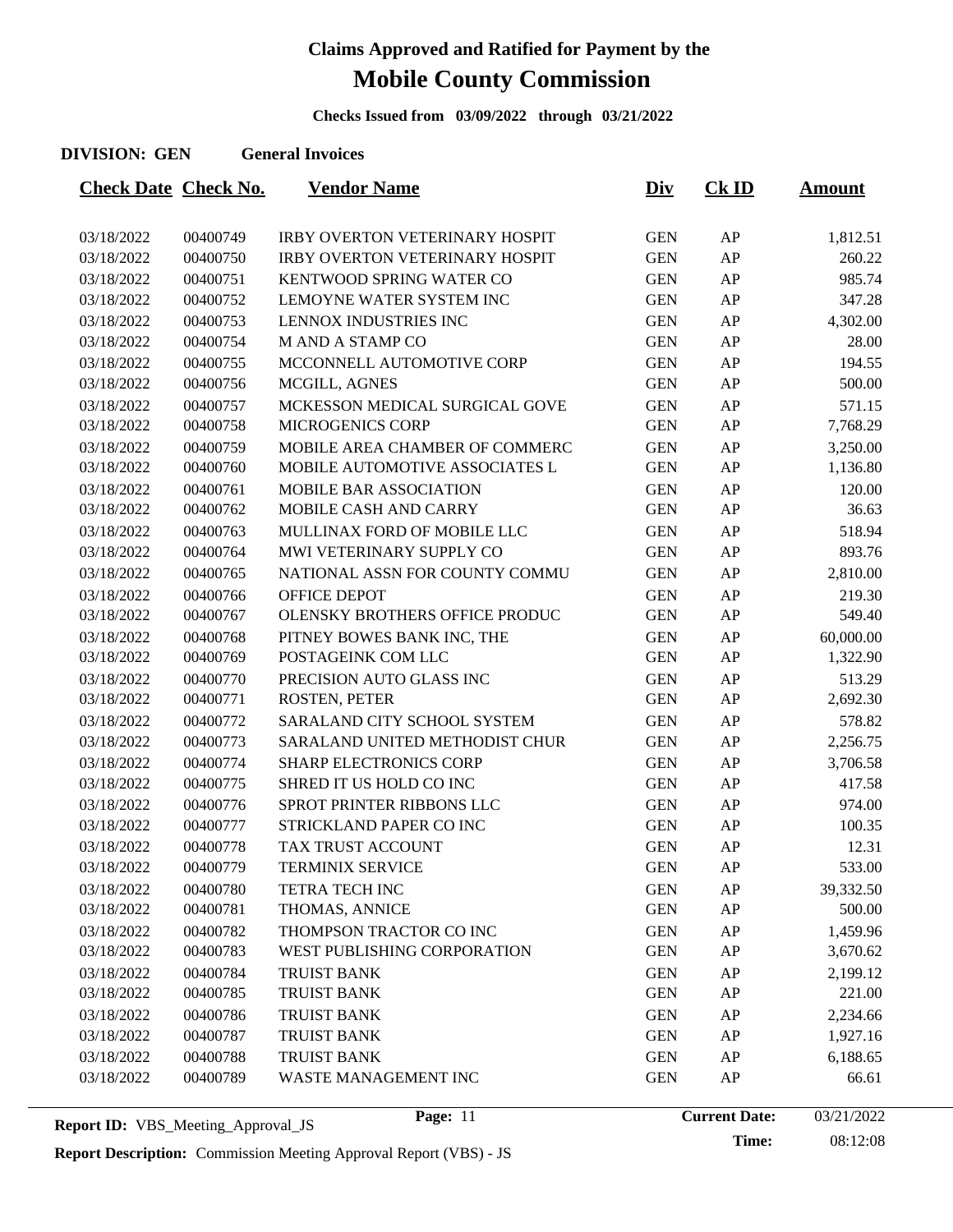# Claims Approved and Ratified for Payment by the

# Mobile County Commission

**Checks Issued from 03/09/2022 through 03/21/2022**

**DIVISION: GEN** **General Invoices**

| Check Date | Check No. | Vendor Name | Div | Ck ID | Amount |
|---|---|---|---|---|---|
| 03/18/2022 | 00400749 | IRBY OVERTON VETERINARY HOSPIT | GEN | AP | 1,812.51 |
| 03/18/2022 | 00400750 | IRBY OVERTON VETERINARY HOSPIT | GEN | AP | 260.22 |
| 03/18/2022 | 00400751 | KENTWOOD SPRING WATER CO | GEN | AP | 985.74 |
| 03/18/2022 | 00400752 | LEMOYNE WATER SYSTEM INC | GEN | AP | 347.28 |
| 03/18/2022 | 00400753 | LENNOX INDUSTRIES INC | GEN | AP | 4,302.00 |
| 03/18/2022 | 00400754 | M AND A STAMP CO | GEN | AP | 28.00 |
| 03/18/2022 | 00400755 | MCCONNELL AUTOMOTIVE CORP | GEN | AP | 194.55 |
| 03/18/2022 | 00400756 | MCGILL, AGNES | GEN | AP | 500.00 |
| 03/18/2022 | 00400757 | MCKESSON MEDICAL SURGICAL GOVE | GEN | AP | 571.15 |
| 03/18/2022 | 00400758 | MICROGENICS CORP | GEN | AP | 7,768.29 |
| 03/18/2022 | 00400759 | MOBILE AREA CHAMBER OF COMMERC | GEN | AP | 3,250.00 |
| 03/18/2022 | 00400760 | MOBILE AUTOMOTIVE ASSOCIATES L | GEN | AP | 1,136.80 |
| 03/18/2022 | 00400761 | MOBILE BAR ASSOCIATION | GEN | AP | 120.00 |
| 03/18/2022 | 00400762 | MOBILE CASH AND CARRY | GEN | AP | 36.63 |
| 03/18/2022 | 00400763 | MULLINAX FORD OF MOBILE LLC | GEN | AP | 518.94 |
| 03/18/2022 | 00400764 | MWI VETERINARY SUPPLY CO | GEN | AP | 893.76 |
| 03/18/2022 | 00400765 | NATIONAL ASSN FOR COUNTY COMMU | GEN | AP | 2,810.00 |
| 03/18/2022 | 00400766 | OFFICE DEPOT | GEN | AP | 219.30 |
| 03/18/2022 | 00400767 | OLENSKY BROTHERS OFFICE PRODUC | GEN | AP | 549.40 |
| 03/18/2022 | 00400768 | PITNEY BOWES BANK INC, THE | GEN | AP | 60,000.00 |
| 03/18/2022 | 00400769 | POSTAGEINK COM LLC | GEN | AP | 1,322.90 |
| 03/18/2022 | 00400770 | PRECISION AUTO GLASS INC | GEN | AP | 513.29 |
| 03/18/2022 | 00400771 | ROSTEN, PETER | GEN | AP | 2,692.30 |
| 03/18/2022 | 00400772 | SARALAND CITY SCHOOL SYSTEM | GEN | AP | 578.82 |
| 03/18/2022 | 00400773 | SARALAND UNITED METHODIST CHUR | GEN | AP | 2,256.75 |
| 03/18/2022 | 00400774 | SHARP ELECTRONICS CORP | GEN | AP | 3,706.58 |
| 03/18/2022 | 00400775 | SHRED IT US HOLD CO INC | GEN | AP | 417.58 |
| 03/18/2022 | 00400776 | SPROT PRINTER RIBBONS LLC | GEN | AP | 974.00 |
| 03/18/2022 | 00400777 | STRICKLAND PAPER CO INC | GEN | AP | 100.35 |
| 03/18/2022 | 00400778 | TAX TRUST ACCOUNT | GEN | AP | 12.31 |
| 03/18/2022 | 00400779 | TERMINIX SERVICE | GEN | AP | 533.00 |
| 03/18/2022 | 00400780 | TETRA TECH INC | GEN | AP | 39,332.50 |
| 03/18/2022 | 00400781 | THOMAS, ANNICE | GEN | AP | 500.00 |
| 03/18/2022 | 00400782 | THOMPSON TRACTOR CO INC | GEN | AP | 1,459.96 |
| 03/18/2022 | 00400783 | WEST PUBLISHING CORPORATION | GEN | AP | 3,670.62 |
| 03/18/2022 | 00400784 | TRUIST BANK | GEN | AP | 2,199.12 |
| 03/18/2022 | 00400785 | TRUIST BANK | GEN | AP | 221.00 |
| 03/18/2022 | 00400786 | TRUIST BANK | GEN | AP | 2,234.66 |
| 03/18/2022 | 00400787 | TRUIST BANK | GEN | AP | 1,927.16 |
| 03/18/2022 | 00400788 | TRUIST BANK | GEN | AP | 6,188.65 |
| 03/18/2022 | 00400789 | WASTE MANAGEMENT INC | GEN | AP | 66.61 |

**Report ID:** VBS_Meeting_Approval_JS

**Current Date:** 03/21/2022

**Time:** 08:12:08

**Report Description:** Commission Meeting Approval Report (VBS) - JS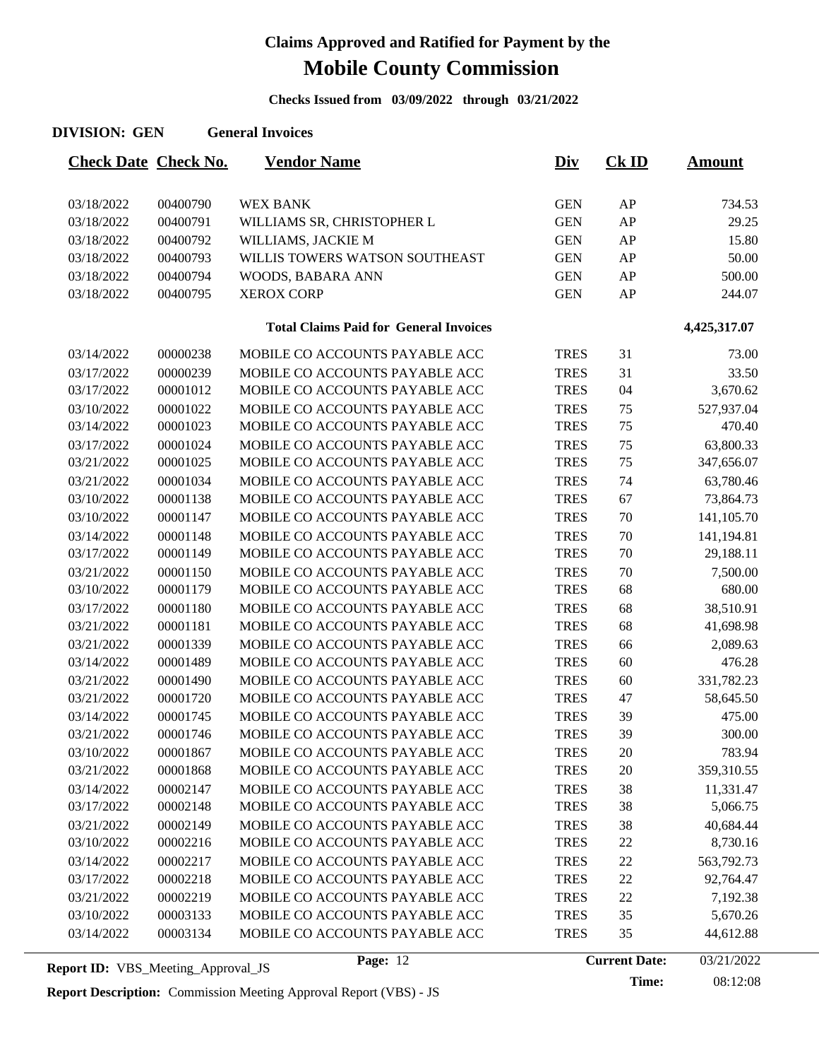# Claims Approved and Ratified for Payment by the

# Mobile County Commission

**Checks Issued from 03/09/2022 through 03/21/2022**

**DIVISION: GEN    General Invoices**

| Check Date | Check No. | Vendor Name | Div | Ck ID | Amount |
|---|---|---|---|---|---|
| 03/18/2022 | 00400790 | WEX BANK | GEN | AP | 734.53 |
| 03/18/2022 | 00400791 | WILLIAMS SR, CHRISTOPHER L | GEN | AP | 29.25 |
| 03/18/2022 | 00400792 | WILLIAMS, JACKIE M | GEN | AP | 15.80 |
| 03/18/2022 | 00400793 | WILLIS TOWERS WATSON SOUTHEAST | GEN | AP | 50.00 |
| 03/18/2022 | 00400794 | WOODS, BABARA ANN | GEN | AP | 500.00 |
| 03/18/2022 | 00400795 | XEROX CORP | GEN | AP | 244.07 |
| | | **Total Claims Paid for General Invoices** | | | **4,425,317.07** |
| 03/14/2022 | 00000238 | MOBILE CO ACCOUNTS PAYABLE ACC | TRES | 31 | 73.00 |
| 03/17/2022 | 00000239 | MOBILE CO ACCOUNTS PAYABLE ACC | TRES | 31 | 33.50 |
| 03/17/2022 | 00001012 | MOBILE CO ACCOUNTS PAYABLE ACC | TRES | 04 | 3,670.62 |
| 03/10/2022 | 00001022 | MOBILE CO ACCOUNTS PAYABLE ACC | TRES | 75 | 527,937.04 |
| 03/14/2022 | 00001023 | MOBILE CO ACCOUNTS PAYABLE ACC | TRES | 75 | 470.40 |
| 03/17/2022 | 00001024 | MOBILE CO ACCOUNTS PAYABLE ACC | TRES | 75 | 63,800.33 |
| 03/21/2022 | 00001025 | MOBILE CO ACCOUNTS PAYABLE ACC | TRES | 75 | 347,656.07 |
| 03/21/2022 | 00001034 | MOBILE CO ACCOUNTS PAYABLE ACC | TRES | 74 | 63,780.46 |
| 03/10/2022 | 00001138 | MOBILE CO ACCOUNTS PAYABLE ACC | TRES | 67 | 73,864.73 |
| 03/10/2022 | 00001147 | MOBILE CO ACCOUNTS PAYABLE ACC | TRES | 70 | 141,105.70 |
| 03/14/2022 | 00001148 | MOBILE CO ACCOUNTS PAYABLE ACC | TRES | 70 | 141,194.81 |
| 03/17/2022 | 00001149 | MOBILE CO ACCOUNTS PAYABLE ACC | TRES | 70 | 29,188.11 |
| 03/21/2022 | 00001150 | MOBILE CO ACCOUNTS PAYABLE ACC | TRES | 70 | 7,500.00 |
| 03/10/2022 | 00001179 | MOBILE CO ACCOUNTS PAYABLE ACC | TRES | 68 | 680.00 |
| 03/17/2022 | 00001180 | MOBILE CO ACCOUNTS PAYABLE ACC | TRES | 68 | 38,510.91 |
| 03/21/2022 | 00001181 | MOBILE CO ACCOUNTS PAYABLE ACC | TRES | 68 | 41,698.98 |
| 03/21/2022 | 00001339 | MOBILE CO ACCOUNTS PAYABLE ACC | TRES | 66 | 2,089.63 |
| 03/14/2022 | 00001489 | MOBILE CO ACCOUNTS PAYABLE ACC | TRES | 60 | 476.28 |
| 03/21/2022 | 00001490 | MOBILE CO ACCOUNTS PAYABLE ACC | TRES | 60 | 331,782.23 |
| 03/21/2022 | 00001720 | MOBILE CO ACCOUNTS PAYABLE ACC | TRES | 47 | 58,645.50 |
| 03/14/2022 | 00001745 | MOBILE CO ACCOUNTS PAYABLE ACC | TRES | 39 | 475.00 |
| 03/21/2022 | 00001746 | MOBILE CO ACCOUNTS PAYABLE ACC | TRES | 39 | 300.00 |
| 03/10/2022 | 00001867 | MOBILE CO ACCOUNTS PAYABLE ACC | TRES | 20 | 783.94 |
| 03/21/2022 | 00001868 | MOBILE CO ACCOUNTS PAYABLE ACC | TRES | 20 | 359,310.55 |
| 03/14/2022 | 00002147 | MOBILE CO ACCOUNTS PAYABLE ACC | TRES | 38 | 11,331.47 |
| 03/17/2022 | 00002148 | MOBILE CO ACCOUNTS PAYABLE ACC | TRES | 38 | 5,066.75 |
| 03/21/2022 | 00002149 | MOBILE CO ACCOUNTS PAYABLE ACC | TRES | 38 | 40,684.44 |
| 03/10/2022 | 00002216 | MOBILE CO ACCOUNTS PAYABLE ACC | TRES | 22 | 8,730.16 |
| 03/14/2022 | 00002217 | MOBILE CO ACCOUNTS PAYABLE ACC | TRES | 22 | 563,792.73 |
| 03/17/2022 | 00002218 | MOBILE CO ACCOUNTS PAYABLE ACC | TRES | 22 | 92,764.47 |
| 03/21/2022 | 00002219 | MOBILE CO ACCOUNTS PAYABLE ACC | TRES | 22 | 7,192.38 |
| 03/10/2022 | 00003133 | MOBILE CO ACCOUNTS PAYABLE ACC | TRES | 35 | 5,670.26 |
| 03/14/2022 | 00003134 | MOBILE CO ACCOUNTS PAYABLE ACC | TRES | 35 | 44,612.88 |

**Report ID:** VBS_Meeting_Approval_JS    **Current Date:** 03/21/2022    **Time:** 08:12:08

**Report Description:** Commission Meeting Approval Report (VBS) - JS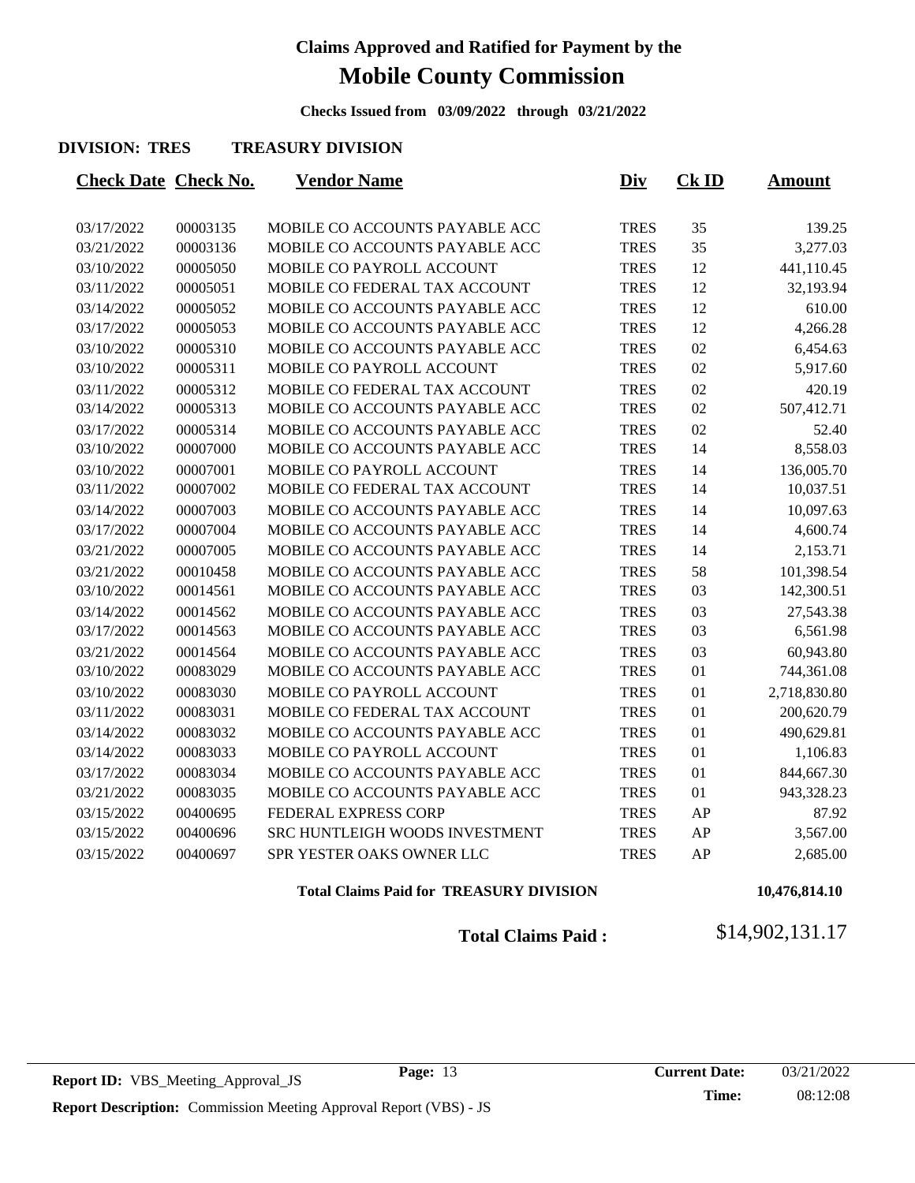**Claims Approved and Ratified for Payment by the**

# Mobile County Commission

**Checks Issued from 03/09/2022 through 03/21/2022**

**DIVISION: TRES TREASURY DIVISION**

| Check Date | Check No. | Vendor Name | Div | Ck ID | Amount |
|---|---|---|---|---|---|
| 03/17/2022 | 00003135 | MOBILE CO ACCOUNTS PAYABLE ACC | TRES | 35 | 139.25 |
| 03/21/2022 | 00003136 | MOBILE CO ACCOUNTS PAYABLE ACC | TRES | 35 | 3,277.03 |
| 03/10/2022 | 00005050 | MOBILE CO PAYROLL ACCOUNT | TRES | 12 | 441,110.45 |
| 03/11/2022 | 00005051 | MOBILE CO FEDERAL TAX ACCOUNT | TRES | 12 | 32,193.94 |
| 03/14/2022 | 00005052 | MOBILE CO ACCOUNTS PAYABLE ACC | TRES | 12 | 610.00 |
| 03/17/2022 | 00005053 | MOBILE CO ACCOUNTS PAYABLE ACC | TRES | 12 | 4,266.28 |
| 03/10/2022 | 00005310 | MOBILE CO ACCOUNTS PAYABLE ACC | TRES | 02 | 6,454.63 |
| 03/10/2022 | 00005311 | MOBILE CO PAYROLL ACCOUNT | TRES | 02 | 5,917.60 |
| 03/11/2022 | 00005312 | MOBILE CO FEDERAL TAX ACCOUNT | TRES | 02 | 420.19 |
| 03/14/2022 | 00005313 | MOBILE CO ACCOUNTS PAYABLE ACC | TRES | 02 | 507,412.71 |
| 03/17/2022 | 00005314 | MOBILE CO ACCOUNTS PAYABLE ACC | TRES | 02 | 52.40 |
| 03/10/2022 | 00007000 | MOBILE CO ACCOUNTS PAYABLE ACC | TRES | 14 | 8,558.03 |
| 03/10/2022 | 00007001 | MOBILE CO PAYROLL ACCOUNT | TRES | 14 | 136,005.70 |
| 03/11/2022 | 00007002 | MOBILE CO FEDERAL TAX ACCOUNT | TRES | 14 | 10,037.51 |
| 03/14/2022 | 00007003 | MOBILE CO ACCOUNTS PAYABLE ACC | TRES | 14 | 10,097.63 |
| 03/17/2022 | 00007004 | MOBILE CO ACCOUNTS PAYABLE ACC | TRES | 14 | 4,600.74 |
| 03/21/2022 | 00007005 | MOBILE CO ACCOUNTS PAYABLE ACC | TRES | 14 | 2,153.71 |
| 03/21/2022 | 00010458 | MOBILE CO ACCOUNTS PAYABLE ACC | TRES | 58 | 101,398.54 |
| 03/10/2022 | 00014561 | MOBILE CO ACCOUNTS PAYABLE ACC | TRES | 03 | 142,300.51 |
| 03/14/2022 | 00014562 | MOBILE CO ACCOUNTS PAYABLE ACC | TRES | 03 | 27,543.38 |
| 03/17/2022 | 00014563 | MOBILE CO ACCOUNTS PAYABLE ACC | TRES | 03 | 6,561.98 |
| 03/21/2022 | 00014564 | MOBILE CO ACCOUNTS PAYABLE ACC | TRES | 03 | 60,943.80 |
| 03/10/2022 | 00083029 | MOBILE CO ACCOUNTS PAYABLE ACC | TRES | 01 | 744,361.08 |
| 03/10/2022 | 00083030 | MOBILE CO PAYROLL ACCOUNT | TRES | 01 | 2,718,830.80 |
| 03/11/2022 | 00083031 | MOBILE CO FEDERAL TAX ACCOUNT | TRES | 01 | 200,620.79 |
| 03/14/2022 | 00083032 | MOBILE CO ACCOUNTS PAYABLE ACC | TRES | 01 | 490,629.81 |
| 03/14/2022 | 00083033 | MOBILE CO PAYROLL ACCOUNT | TRES | 01 | 1,106.83 |
| 03/17/2022 | 00083034 | MOBILE CO ACCOUNTS PAYABLE ACC | TRES | 01 | 844,667.30 |
| 03/21/2022 | 00083035 | MOBILE CO ACCOUNTS PAYABLE ACC | TRES | 01 | 943,328.23 |
| 03/15/2022 | 00400695 | FEDERAL EXPRESS CORP | TRES | AP | 87.92 |
| 03/15/2022 | 00400696 | SRC HUNTLEIGH WOODS INVESTMENT | TRES | AP | 3,567.00 |
| 03/15/2022 | 00400697 | SPR YESTER OAKS OWNER LLC | TRES | AP | 2,685.00 |

**Total Claims Paid for TREASURY DIVISION** **10,476,814.10**

**Total Claims Paid :** $14,902,131.17

**Report ID:** VBS_Meeting_Approval_JS **Current Date:** 03/21/2022 **Time:** 08:12:08

**Report Description:** Commission Meeting Approval Report (VBS) - JS